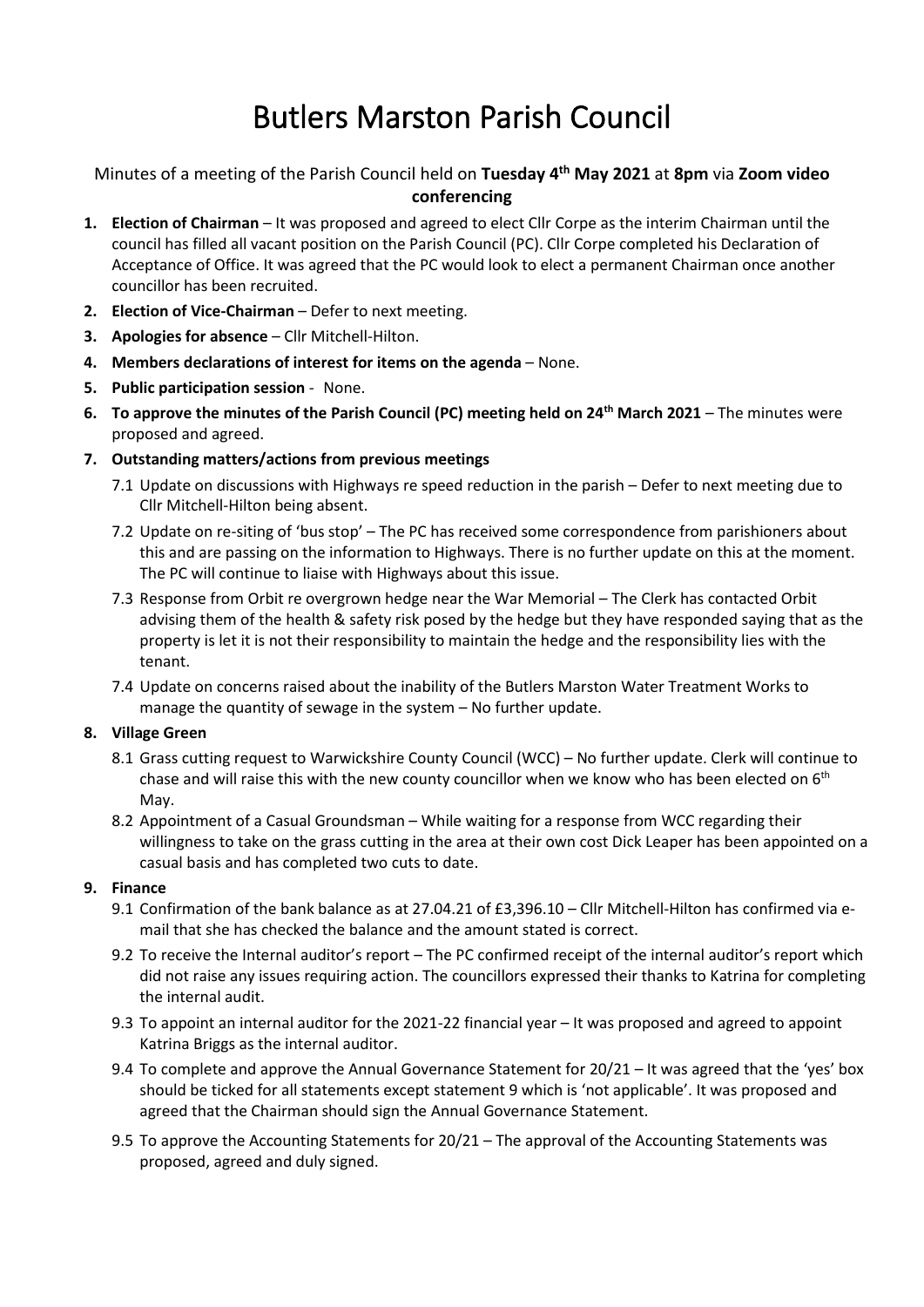# Butlers Marston Parish Council

Minutes of a meeting of the Parish Council held on **Tuesday 4th May 2021** at **8pm** via **Zoom video conferencing**

1. **Election of Chairman** – It was proposed and agreed to elect Cllr Corpe as the interim Chairman until the council has filled all vacant position on the Parish Council (PC). Cllr Corpe completed his Declaration of Acceptance of Office. It was agreed that the PC would look to elect a permanent Chairman once another councillor has been recruited.
2. **Election of Vice-Chairman** – Defer to next meeting.
3. **Apologies for absence** – Cllr Mitchell-Hilton.
4. **Members declarations of interest for items on the agenda** – None.
5. **Public participation session** - None.
6. **To approve the minutes of the Parish Council (PC) meeting held on 24th March 2021** – The minutes were proposed and agreed.
7. **Outstanding matters/actions from previous meetings**
   - 7.1 Update on discussions with Highways re speed reduction in the parish – Defer to next meeting due to Cllr Mitchell-Hilton being absent.
   - 7.2 Update on re-siting of 'bus stop' – The PC has received some correspondence from parishioners about this and are passing on the information to Highways. There is no further update on this at the moment. The PC will continue to liaise with Highways about this issue.
   - 7.3 Response from Orbit re overgrown hedge near the War Memorial – The Clerk has contacted Orbit advising them of the health & safety risk posed by the hedge but they have responded saying that as the property is let it is not their responsibility to maintain the hedge and the responsibility lies with the tenant.
   - 7.4 Update on concerns raised about the inability of the Butlers Marston Water Treatment Works to manage the quantity of sewage in the system – No further update.
8. **Village Green**
   - 8.1 Grass cutting request to Warwickshire County Council (WCC) – No further update. Clerk will continue to chase and will raise this with the new county councillor when we know who has been elected on 6th May.
   - 8.2 Appointment of a Casual Groundsman – While waiting for a response from WCC regarding their willingness to take on the grass cutting in the area at their own cost Dick Leaper has been appointed on a casual basis and has completed two cuts to date.
9. **Finance**
   - 9.1 Confirmation of the bank balance as at 27.04.21 of £3,396.10 – Cllr Mitchell-Hilton has confirmed via e-mail that she has checked the balance and the amount stated is correct.
   - 9.2 To receive the Internal auditor's report – The PC confirmed receipt of the internal auditor's report which did not raise any issues requiring action. The councillors expressed their thanks to Katrina for completing the internal audit.
   - 9.3 To appoint an internal auditor for the 2021-22 financial year – It was proposed and agreed to appoint Katrina Briggs as the internal auditor.
   - 9.4 To complete and approve the Annual Governance Statement for 20/21 – It was agreed that the 'yes' box should be ticked for all statements except statement 9 which is 'not applicable'. It was proposed and agreed that the Chairman should sign the Annual Governance Statement.
   - 9.5 To approve the Accounting Statements for 20/21 – The approval of the Accounting Statements was proposed, agreed and duly signed.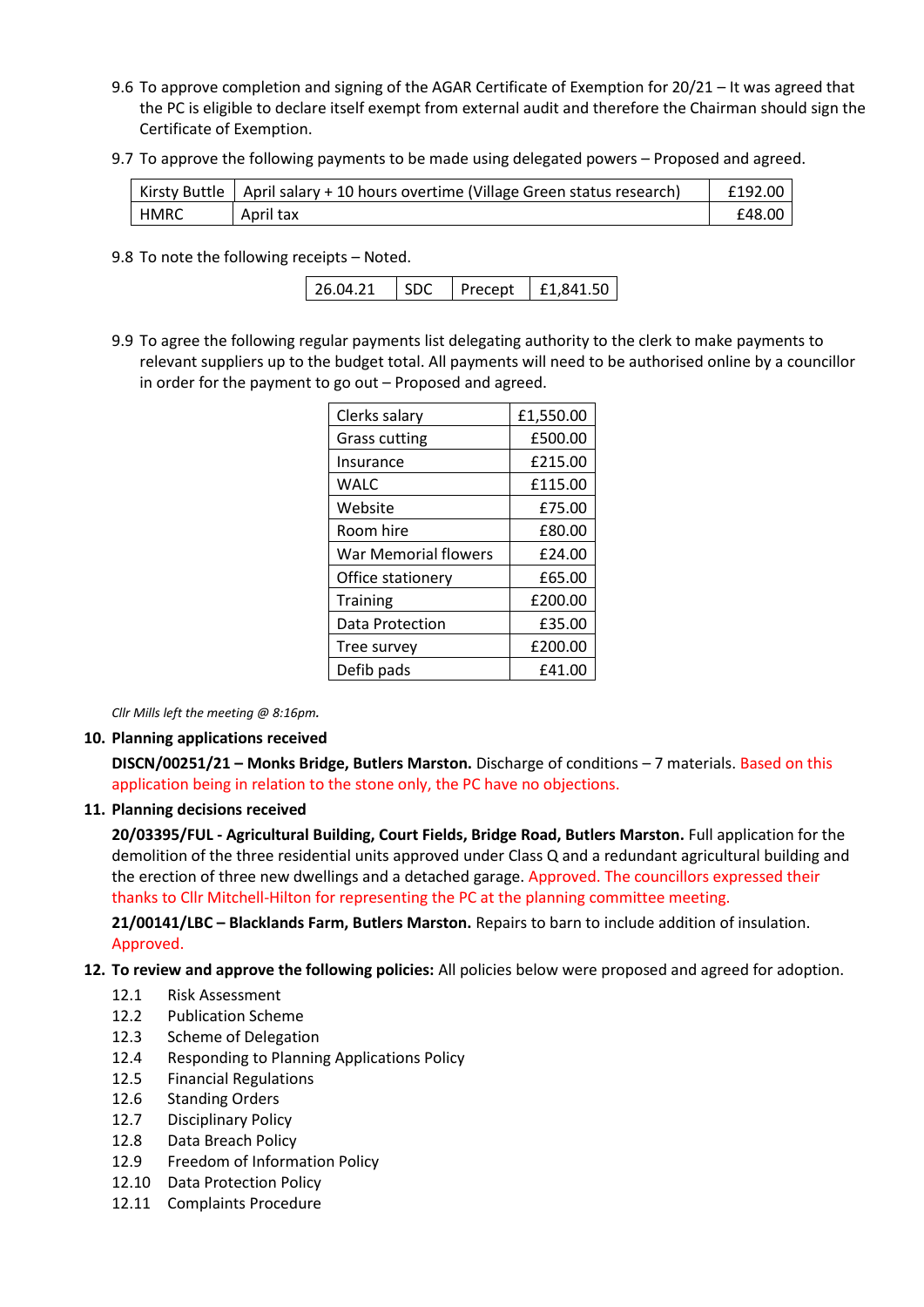9.6 To approve completion and signing of the AGAR Certificate of Exemption for 20/21 – It was agreed that the PC is eligible to declare itself exempt from external audit and therefore the Chairman should sign the Certificate of Exemption.

9.7 To approve the following payments to be made using delegated powers – Proposed and agreed.

| Kirsty Buttle | April salary + 10 hours overtime (Village Green status research) | £192.00 |
|---|---|---|
| HMRC | April tax | £48.00 |

9.8 To note the following receipts – Noted.

| 26.04.21 | SDC | Precept | £1,841.50 |
|---|---|---|---|

9.9 To agree the following regular payments list delegating authority to the clerk to make payments to relevant suppliers up to the budget total. All payments will need to be authorised online by a councillor in order for the payment to go out – Proposed and agreed.

| Clerks salary | £1,550.00 |
|---|---|
| Grass cutting | £500.00 |
| Insurance | £215.00 |
| WALC | £115.00 |
| Website | £75.00 |
| Room hire | £80.00 |
| War Memorial flowers | £24.00 |
| Office stationery | £65.00 |
| Training | £200.00 |
| Data Protection | £35.00 |
| Tree survey | £200.00 |
| Defib pads | £41.00 |

*Cllr Mills left the meeting @ 8:16pm.*

**10. Planning applications received**

**DISCN/00251/21 – Monks Bridge, Butlers Marston.** Discharge of conditions – 7 materials. Based on this application being in relation to the stone only, the PC have no objections.

**11. Planning decisions received**

**20/03395/FUL - Agricultural Building, Court Fields, Bridge Road, Butlers Marston.** Full application for the demolition of the three residential units approved under Class Q and a redundant agricultural building and the erection of three new dwellings and a detached garage. Approved. The councillors expressed their thanks to Cllr Mitchell-Hilton for representing the PC at the planning committee meeting.

**21/00141/LBC – Blacklands Farm, Butlers Marston.** Repairs to barn to include addition of insulation. Approved.

**12. To review and approve the following policies:** All policies below were proposed and agreed for adoption.

12.1 Risk Assessment
12.2 Publication Scheme
12.3 Scheme of Delegation
12.4 Responding to Planning Applications Policy
12.5 Financial Regulations
12.6 Standing Orders
12.7 Disciplinary Policy
12.8 Data Breach Policy
12.9 Freedom of Information Policy
12.10 Data Protection Policy
12.11 Complaints Procedure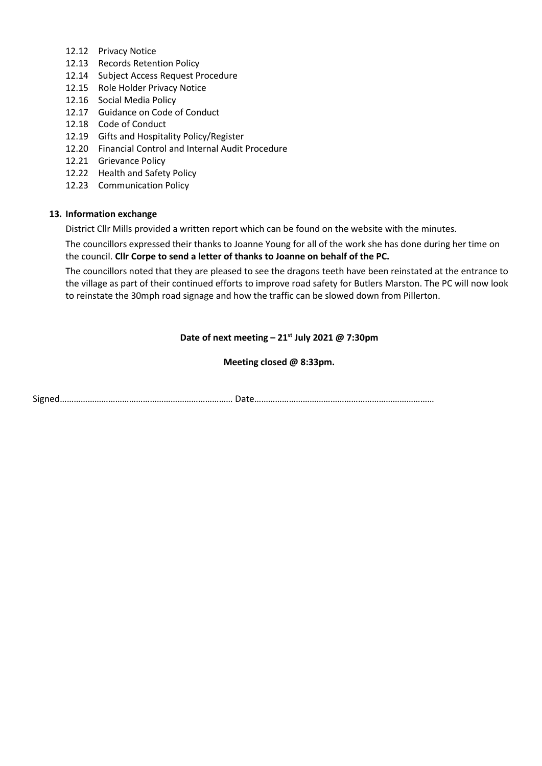12.12 Privacy Notice
12.13 Records Retention Policy
12.14 Subject Access Request Procedure
12.15 Role Holder Privacy Notice
12.16 Social Media Policy
12.17 Guidance on Code of Conduct
12.18 Code of Conduct
12.19 Gifts and Hospitality Policy/Register
12.20 Financial Control and Internal Audit Procedure
12.21 Grievance Policy
12.22 Health and Safety Policy
12.23 Communication Policy

**13. Information exchange**

District Cllr Mills provided a written report which can be found on the website with the minutes.

The councillors expressed their thanks to Joanne Young for all of the work she has done during her time on the council. **Cllr Corpe to send a letter of thanks to Joanne on behalf of the PC.**

The councillors noted that they are pleased to see the dragons teeth have been reinstated at the entrance to the village as part of their continued efforts to improve road safety for Butlers Marston. The PC will now look to reinstate the 30mph road signage and how the traffic can be slowed down from Pillerton.

**Date of next meeting – 21st July 2021 @ 7:30pm**

**Meeting closed @ 8:33pm.**

Signed……………………………………………………………… Date…………………………………………………………………